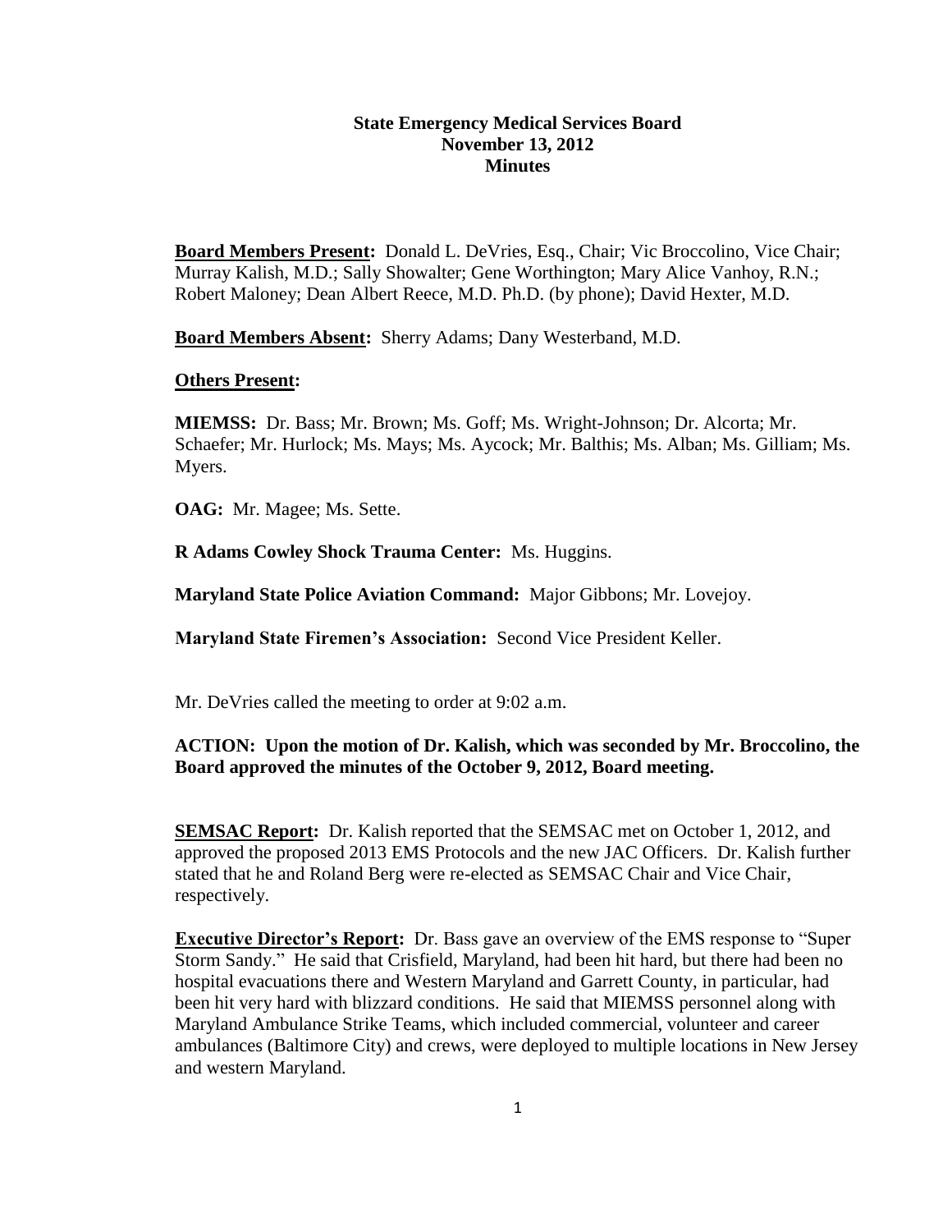# State Emergency Medical Services Board
## November 13, 2012
## Minutes

**Board Members Present:** Donald L. DeVries, Esq., Chair; Vic Broccolino, Vice Chair; Murray Kalish, M.D.; Sally Showalter; Gene Worthington; Mary Alice Vanhoy, R.N.; Robert Maloney; Dean Albert Reece, M.D. Ph.D. (by phone); David Hexter, M.D.

**Board Members Absent:** Sherry Adams; Dany Westerband, M.D.

**Others Present:**

**MIEMSS:** Dr. Bass; Mr. Brown; Ms. Goff; Ms. Wright-Johnson; Dr. Alcorta; Mr. Schaefer; Mr. Hurlock; Ms. Mays; Ms. Aycock; Mr. Balthis; Ms. Alban; Ms. Gilliam; Ms. Myers.

**OAG:** Mr. Magee; Ms. Sette.

**R Adams Cowley Shock Trauma Center:** Ms. Huggins.

**Maryland State Police Aviation Command:** Major Gibbons; Mr. Lovejoy.

**Maryland State Firemen's Association:** Second Vice President Keller.

Mr. DeVries called the meeting to order at 9:02 a.m.

**ACTION: Upon the motion of Dr. Kalish, which was seconded by Mr. Broccolino, the Board approved the minutes of the October 9, 2012, Board meeting.**

**SEMSAC Report:** Dr. Kalish reported that the SEMSAC met on October 1, 2012, and approved the proposed 2013 EMS Protocols and the new JAC Officers. Dr. Kalish further stated that he and Roland Berg were re-elected as SEMSAC Chair and Vice Chair, respectively.

**Executive Director's Report:** Dr. Bass gave an overview of the EMS response to "Super Storm Sandy." He said that Crisfield, Maryland, had been hit hard, but there had been no hospital evacuations there and Western Maryland and Garrett County, in particular, had been hit very hard with blizzard conditions. He said that MIEMSS personnel along with Maryland Ambulance Strike Teams, which included commercial, volunteer and career ambulances (Baltimore City) and crews, were deployed to multiple locations in New Jersey and western Maryland.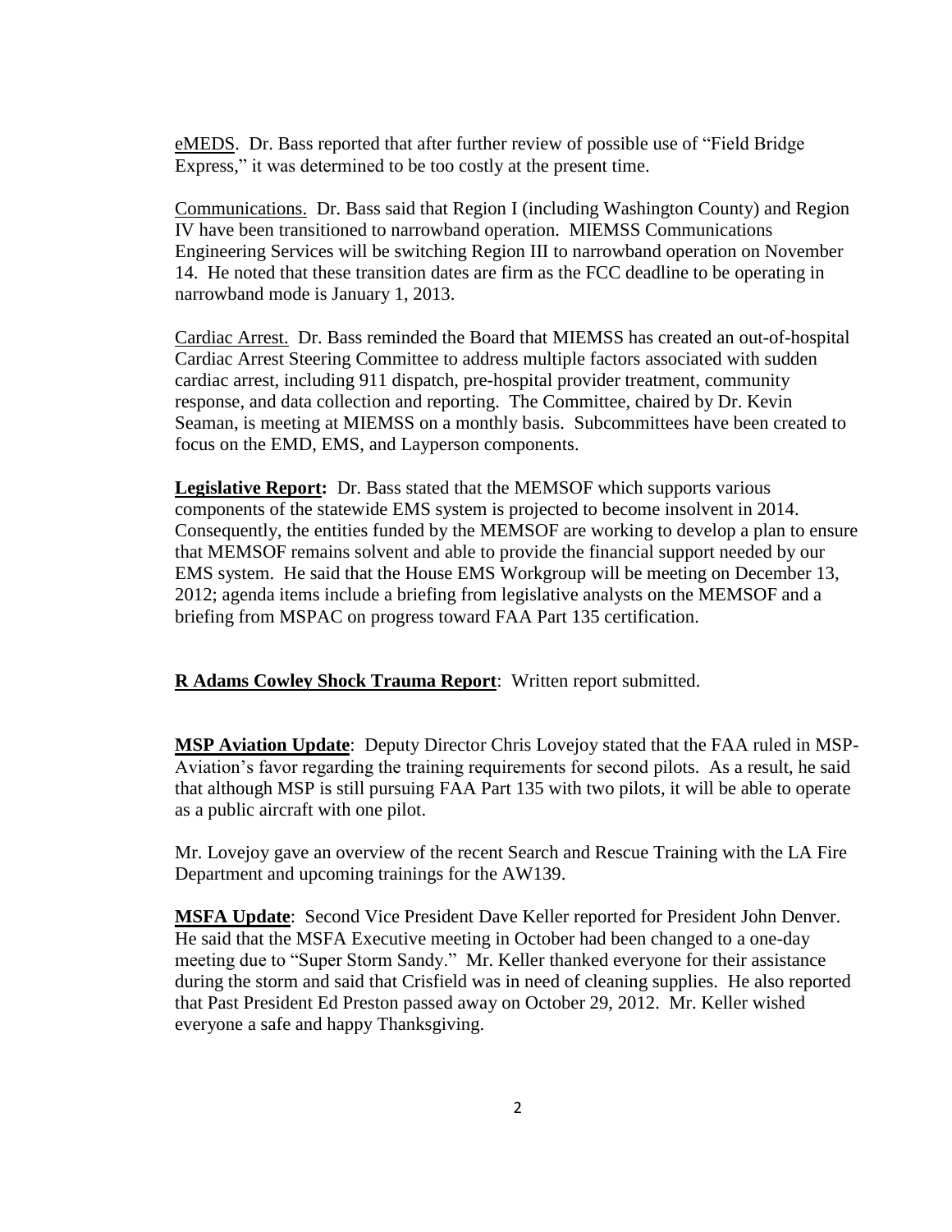eMEDS. Dr. Bass reported that after further review of possible use of "Field Bridge Express," it was determined to be too costly at the present time.

Communications. Dr. Bass said that Region I (including Washington County) and Region IV have been transitioned to narrowband operation. MIEMSS Communications Engineering Services will be switching Region III to narrowband operation on November 14. He noted that these transition dates are firm as the FCC deadline to be operating in narrowband mode is January 1, 2013.

Cardiac Arrest. Dr. Bass reminded the Board that MIEMSS has created an out-of-hospital Cardiac Arrest Steering Committee to address multiple factors associated with sudden cardiac arrest, including 911 dispatch, pre-hospital provider treatment, community response, and data collection and reporting. The Committee, chaired by Dr. Kevin Seaman, is meeting at MIEMSS on a monthly basis. Subcommittees have been created to focus on the EMD, EMS, and Layperson components.

**Legislative Report:** Dr. Bass stated that the MEMSOF which supports various components of the statewide EMS system is projected to become insolvent in 2014. Consequently, the entities funded by the MEMSOF are working to develop a plan to ensure that MEMSOF remains solvent and able to provide the financial support needed by our EMS system. He said that the House EMS Workgroup will be meeting on December 13, 2012; agenda items include a briefing from legislative analysts on the MEMSOF and a briefing from MSPAC on progress toward FAA Part 135 certification.

**R Adams Cowley Shock Trauma Report**: Written report submitted.

**MSP Aviation Update**: Deputy Director Chris Lovejoy stated that the FAA ruled in MSP-Aviation's favor regarding the training requirements for second pilots. As a result, he said that although MSP is still pursuing FAA Part 135 with two pilots, it will be able to operate as a public aircraft with one pilot.

Mr. Lovejoy gave an overview of the recent Search and Rescue Training with the LA Fire Department and upcoming trainings for the AW139.

**MSFA Update**: Second Vice President Dave Keller reported for President John Denver. He said that the MSFA Executive meeting in October had been changed to a one-day meeting due to "Super Storm Sandy." Mr. Keller thanked everyone for their assistance during the storm and said that Crisfield was in need of cleaning supplies. He also reported that Past President Ed Preston passed away on October 29, 2012. Mr. Keller wished everyone a safe and happy Thanksgiving.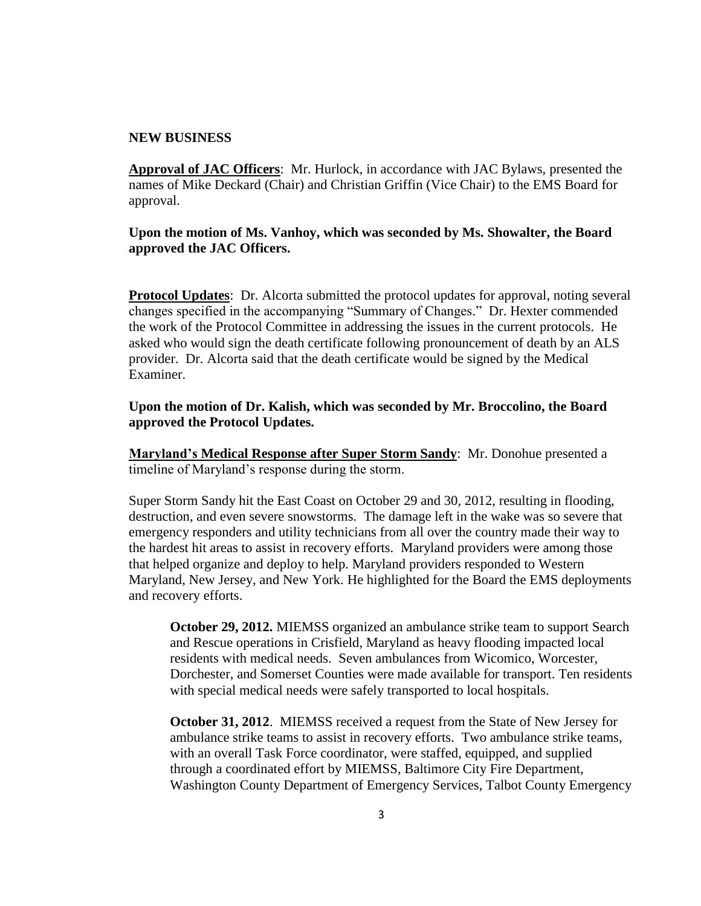**NEW BUSINESS**

**Approval of JAC Officers**: Mr. Hurlock, in accordance with JAC Bylaws, presented the names of Mike Deckard (Chair) and Christian Griffin (Vice Chair) to the EMS Board for approval.

**Upon the motion of Ms. Vanhoy, which was seconded by Ms. Showalter, the Board approved the JAC Officers.**

**Protocol Updates**: Dr. Alcorta submitted the protocol updates for approval, noting several changes specified in the accompanying "Summary of Changes." Dr. Hexter commended the work of the Protocol Committee in addressing the issues in the current protocols. He asked who would sign the death certificate following pronouncement of death by an ALS provider. Dr. Alcorta said that the death certificate would be signed by the Medical Examiner.

**Upon the motion of Dr. Kalish, which was seconded by Mr. Broccolino, the Board approved the Protocol Updates.**

**Maryland's Medical Response after Super Storm Sandy**: Mr. Donohue presented a timeline of Maryland's response during the storm.

Super Storm Sandy hit the East Coast on October 29 and 30, 2012, resulting in flooding, destruction, and even severe snowstorms. The damage left in the wake was so severe that emergency responders and utility technicians from all over the country made their way to the hardest hit areas to assist in recovery efforts. Maryland providers were among those that helped organize and deploy to help. Maryland providers responded to Western Maryland, New Jersey, and New York. He highlighted for the Board the EMS deployments and recovery efforts.

> **October 29, 2012.** MIEMSS organized an ambulance strike team to support Search and Rescue operations in Crisfield, Maryland as heavy flooding impacted local residents with medical needs. Seven ambulances from Wicomico, Worcester, Dorchester, and Somerset Counties were made available for transport. Ten residents with special medical needs were safely transported to local hospitals.
>
> **October 31, 2012**. MIEMSS received a request from the State of New Jersey for ambulance strike teams to assist in recovery efforts. Two ambulance strike teams, with an overall Task Force coordinator, were staffed, equipped, and supplied through a coordinated effort by MIEMSS, Baltimore City Fire Department, Washington County Department of Emergency Services, Talbot County Emergency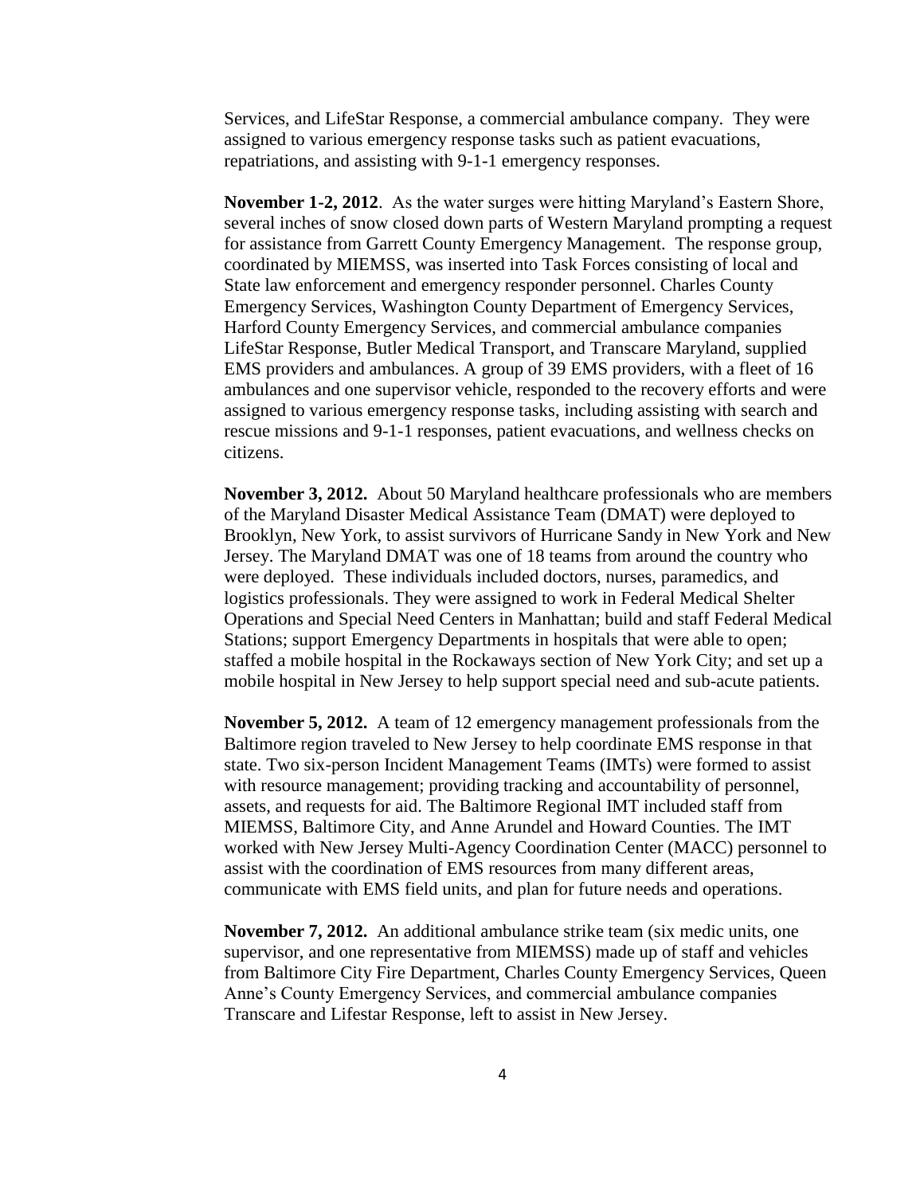Services, and LifeStar Response, a commercial ambulance company. They were assigned to various emergency response tasks such as patient evacuations, repatriations, and assisting with 9-1-1 emergency responses.

**November 1-2, 2012**. As the water surges were hitting Maryland's Eastern Shore, several inches of snow closed down parts of Western Maryland prompting a request for assistance from Garrett County Emergency Management. The response group, coordinated by MIEMSS, was inserted into Task Forces consisting of local and State law enforcement and emergency responder personnel. Charles County Emergency Services, Washington County Department of Emergency Services, Harford County Emergency Services, and commercial ambulance companies LifeStar Response, Butler Medical Transport, and Transcare Maryland, supplied EMS providers and ambulances. A group of 39 EMS providers, with a fleet of 16 ambulances and one supervisor vehicle, responded to the recovery efforts and were assigned to various emergency response tasks, including assisting with search and rescue missions and 9-1-1 responses, patient evacuations, and wellness checks on citizens.

**November 3, 2012.** About 50 Maryland healthcare professionals who are members of the Maryland Disaster Medical Assistance Team (DMAT) were deployed to Brooklyn, New York, to assist survivors of Hurricane Sandy in New York and New Jersey. The Maryland DMAT was one of 18 teams from around the country who were deployed. These individuals included doctors, nurses, paramedics, and logistics professionals. They were assigned to work in Federal Medical Shelter Operations and Special Need Centers in Manhattan; build and staff Federal Medical Stations; support Emergency Departments in hospitals that were able to open; staffed a mobile hospital in the Rockaways section of New York City; and set up a mobile hospital in New Jersey to help support special need and sub-acute patients.

**November 5, 2012.** A team of 12 emergency management professionals from the Baltimore region traveled to New Jersey to help coordinate EMS response in that state. Two six-person Incident Management Teams (IMTs) were formed to assist with resource management; providing tracking and accountability of personnel, assets, and requests for aid. The Baltimore Regional IMT included staff from MIEMSS, Baltimore City, and Anne Arundel and Howard Counties. The IMT worked with New Jersey Multi-Agency Coordination Center (MACC) personnel to assist with the coordination of EMS resources from many different areas, communicate with EMS field units, and plan for future needs and operations.

**November 7, 2012.** An additional ambulance strike team (six medic units, one supervisor, and one representative from MIEMSS) made up of staff and vehicles from Baltimore City Fire Department, Charles County Emergency Services, Queen Anne's County Emergency Services, and commercial ambulance companies Transcare and Lifestar Response, left to assist in New Jersey.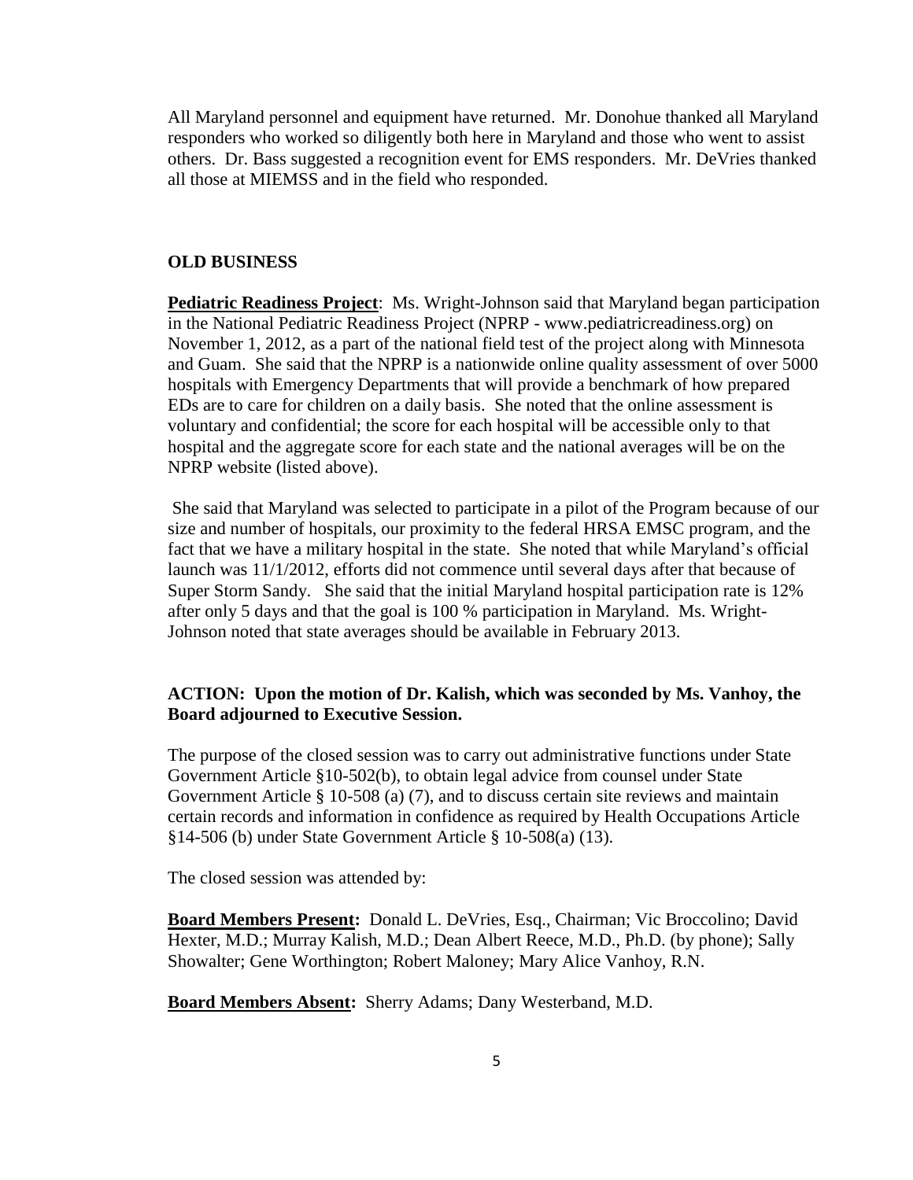All Maryland personnel and equipment have returned. Mr. Donohue thanked all Maryland responders who worked so diligently both here in Maryland and those who went to assist others. Dr. Bass suggested a recognition event for EMS responders. Mr. DeVries thanked all those at MIEMSS and in the field who responded.

## OLD BUSINESS

**Pediatric Readiness Project**: Ms. Wright-Johnson said that Maryland began participation in the National Pediatric Readiness Project (NPRP - www.pediatricreadiness.org) on November 1, 2012, as a part of the national field test of the project along with Minnesota and Guam. She said that the NPRP is a nationwide online quality assessment of over 5000 hospitals with Emergency Departments that will provide a benchmark of how prepared EDs are to care for children on a daily basis. She noted that the online assessment is voluntary and confidential; the score for each hospital will be accessible only to that hospital and the aggregate score for each state and the national averages will be on the NPRP website (listed above).

She said that Maryland was selected to participate in a pilot of the Program because of our size and number of hospitals, our proximity to the federal HRSA EMSC program, and the fact that we have a military hospital in the state. She noted that while Maryland's official launch was 11/1/2012, efforts did not commence until several days after that because of Super Storm Sandy. She said that the initial Maryland hospital participation rate is 12% after only 5 days and that the goal is 100 % participation in Maryland. Ms. Wright-Johnson noted that state averages should be available in February 2013.

**ACTION: Upon the motion of Dr. Kalish, which was seconded by Ms. Vanhoy, the Board adjourned to Executive Session.**

The purpose of the closed session was to carry out administrative functions under State Government Article §10-502(b), to obtain legal advice from counsel under State Government Article § 10-508 (a) (7), and to discuss certain site reviews and maintain certain records and information in confidence as required by Health Occupations Article §14-506 (b) under State Government Article § 10-508(a) (13).

The closed session was attended by:

**Board Members Present:** Donald L. DeVries, Esq., Chairman; Vic Broccolino; David Hexter, M.D.; Murray Kalish, M.D.; Dean Albert Reece, M.D., Ph.D. (by phone); Sally Showalter; Gene Worthington; Robert Maloney; Mary Alice Vanhoy, R.N.

**Board Members Absent:** Sherry Adams; Dany Westerband, M.D.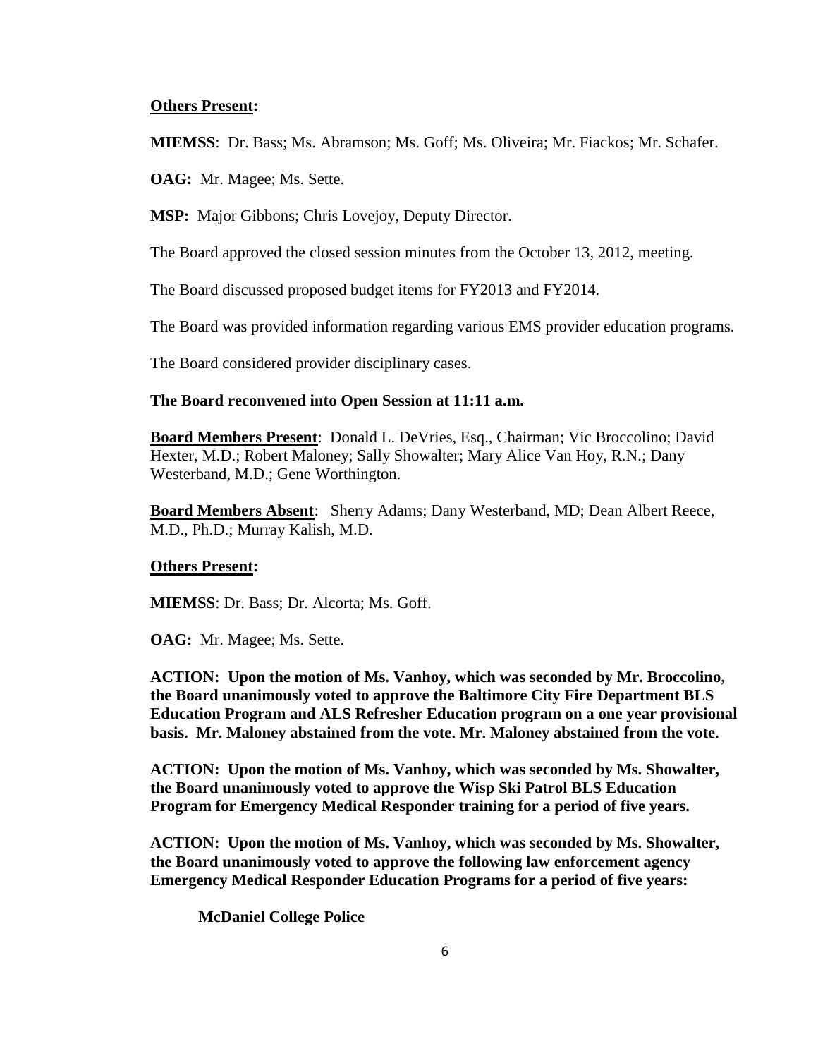**<u>Others Present</u>:**

**MIEMSS**: Dr. Bass; Ms. Abramson; Ms. Goff; Ms. Oliveira; Mr. Fiackos; Mr. Schafer.

**OAG:** Mr. Magee; Ms. Sette.

**MSP:** Major Gibbons; Chris Lovejoy, Deputy Director.

The Board approved the closed session minutes from the October 13, 2012, meeting.

The Board discussed proposed budget items for FY2013 and FY2014.

The Board was provided information regarding various EMS provider education programs.

The Board considered provider disciplinary cases.

**The Board reconvened into Open Session at 11:11 a.m.**

**<u>Board Members Present</u>**: Donald L. DeVries, Esq., Chairman; Vic Broccolino; David Hexter, M.D.; Robert Maloney; Sally Showalter; Mary Alice Van Hoy, R.N.; Dany Westerband, M.D.; Gene Worthington.

**<u>Board Members Absent</u>**: Sherry Adams; Dany Westerband, MD; Dean Albert Reece, M.D., Ph.D.; Murray Kalish, M.D.

**<u>Others Present</u>:**

**MIEMSS**: Dr. Bass; Dr. Alcorta; Ms. Goff.

**OAG:** Mr. Magee; Ms. Sette.

**ACTION: Upon the motion of Ms. Vanhoy, which was seconded by Mr. Broccolino, the Board unanimously voted to approve the Baltimore City Fire Department BLS Education Program and ALS Refresher Education program on a one year provisional basis. Mr. Maloney abstained from the vote. Mr. Maloney abstained from the vote.**

**ACTION: Upon the motion of Ms. Vanhoy, which was seconded by Ms. Showalter, the Board unanimously voted to approve the Wisp Ski Patrol BLS Education Program for Emergency Medical Responder training for a period of five years.**

**ACTION: Upon the motion of Ms. Vanhoy, which was seconded by Ms. Showalter, the Board unanimously voted to approve the following law enforcement agency Emergency Medical Responder Education Programs for a period of five years:**

**McDaniel College Police**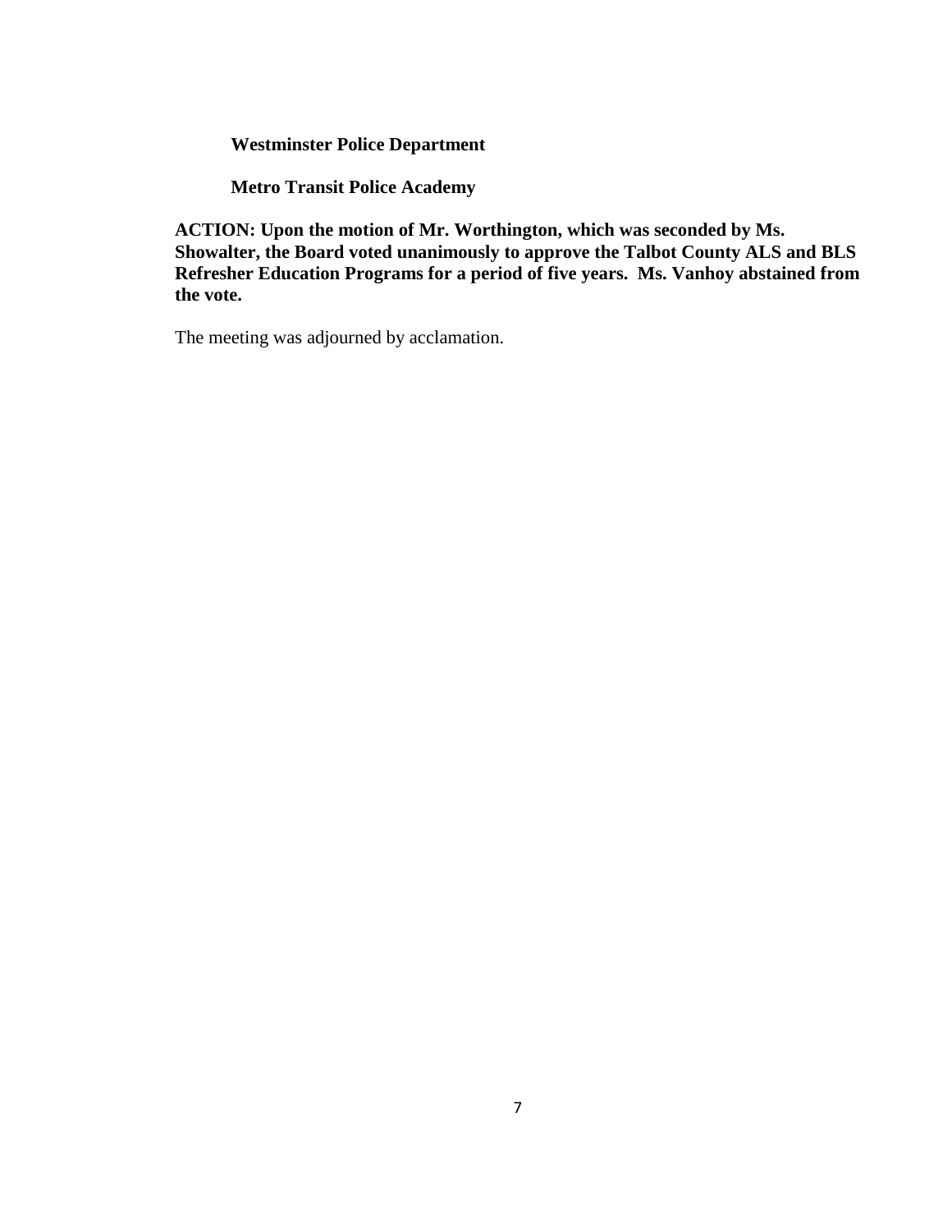**Westminster Police Department**

**Metro Transit Police Academy**

**ACTION: Upon the motion of Mr. Worthington, which was seconded by Ms. Showalter, the Board voted unanimously to approve the Talbot County ALS and BLS Refresher Education Programs for a period of five years. Ms. Vanhoy abstained from the vote.**

The meeting was adjourned by acclamation.